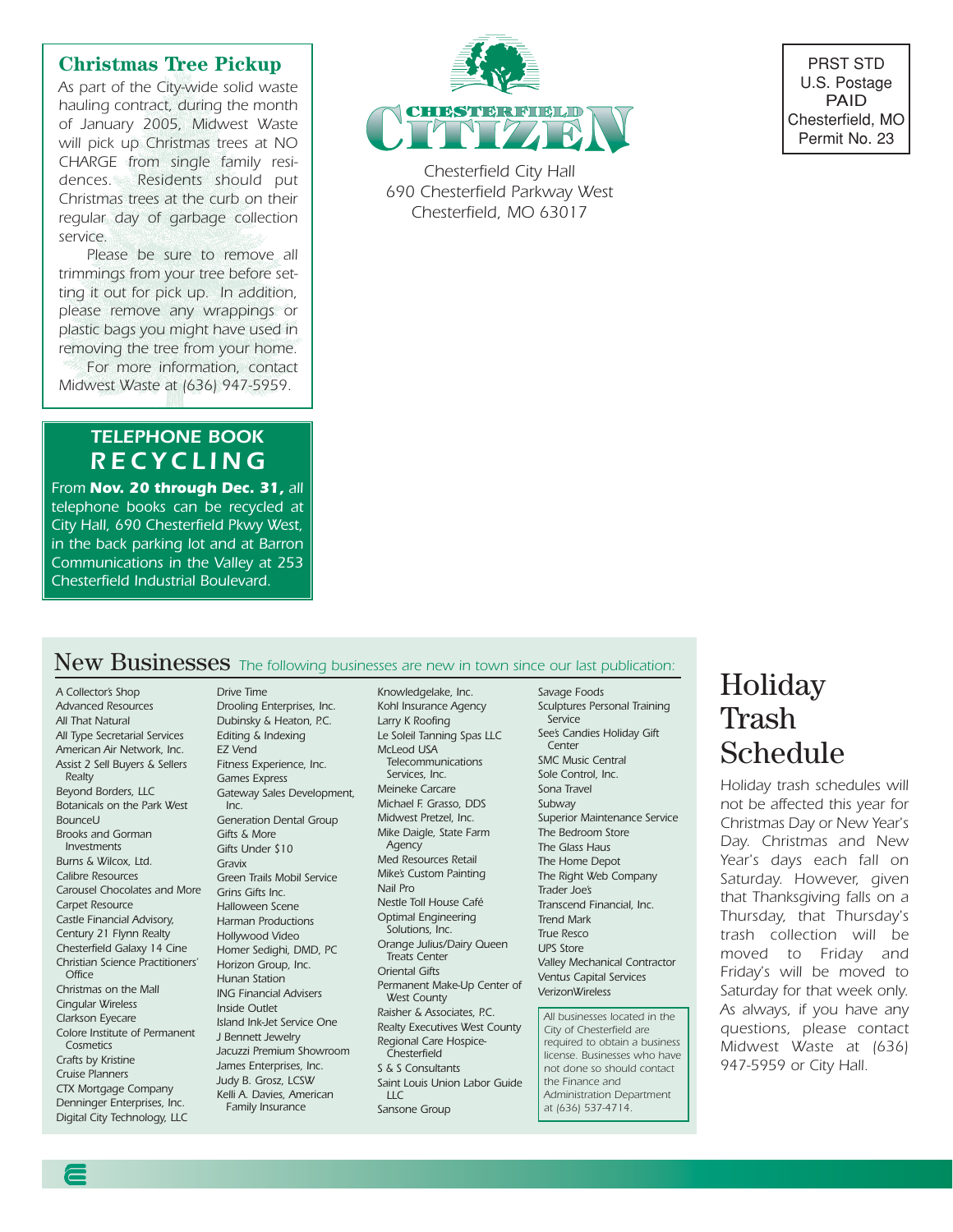# CHESTERFIELD CITIZEN

Chesterfield City Hall
690 Chesterfield Parkway West
Chesterfield, MO 63017

PRST STD
U.S. Postage
PAID
Chesterfield, MO
Permit No. 23

## Christmas Tree Pickup

As part of the City-wide solid waste hauling contract, during the month of January 2005, Midwest Waste will pick up Christmas trees at NO CHARGE from single family residences. Residents should put Christmas trees at the curb on their regular day of garbage collection service.

Please be sure to remove all trimmings from your tree before setting it out for pick up. In addition, please remove any wrappings or plastic bags you might have used in removing the tree from your home.

For more information, contact Midwest Waste at (636) 947-5959.

## TELEPHONE BOOK RECYCLING

From **Nov. 20 through Dec. 31,** all telephone books can be recycled at City Hall, 690 Chesterfield Pkwy West, in the back parking lot and at Barron Communications in the Valley at 253 Chesterfield Industrial Boulevard.

## New Businesses

*The following businesses are new in town since our last publication:*

- A Collector's Shop
- Advanced Resources
- All That Natural
- All Type Secretarial Services
- American Air Network, Inc.
- Assist 2 Sell Buyers & Sellers Realty
- Beyond Borders, LLC
- Botanicals on the Park West
- BounceU
- Brooks and Gorman Investments
- Burns & Wilcox, Ltd.
- Calibre Resources
- Carousel Chocolates and More
- Carpet Resource
- Castle Financial Advisory,
- Century 21 Flynn Realty
- Chesterfield Galaxy 14 Cine
- Christian Science Practitioners' Office
- Christmas on the Mall
- Cingular Wireless
- Clarkson Eyecare
- Colore Institute of Permanent Cosmetics
- Crafts by Kristine
- Cruise Planners
- CTX Mortgage Company
- Denninger Enterprises, Inc.
- Digital City Technology, LLC
- Drive Time
- Drooling Enterprises, Inc.
- Dubinsky & Heaton, P.C.
- Editing & Indexing
- EZ Vend
- Fitness Experience, Inc.
- Games Express
- Gateway Sales Development, Inc.
- Generation Dental Group
- Gifts & More
- Gifts Under $10
- Gravix
- Green Trails Mobil Service
- Grins Gifts Inc.
- Halloween Scene
- Harman Productions
- Hollywood Video
- Homer Sedighi, DMD, PC
- Horizon Group, Inc.
- Hunan Station
- ING Financial Advisers
- Inside Outlet
- Island Ink-Jet Service One
- J Bennett Jewelry
- Jacuzzi Premium Showroom
- James Enterprises, Inc.
- Judy B. Grosz, LCSW
- Kelli A. Davies, American Family Insurance
- Knowledgelake, Inc.
- Kohl Insurance Agency
- Larry K Roofing
- Le Soleil Tanning Spas LLC
- McLeod USA Telecommunications Services, Inc.
- Meineke Carcare
- Michael F. Grasso, DDS
- Midwest Pretzel, Inc.
- Mike Daigle, State Farm Agency
- Med Resources Retail
- Mike's Custom Painting
- Nail Pro
- Nestle Toll House Café
- Optimal Engineering Solutions, Inc.
- Orange Julius/Dairy Queen Treats Center
- Oriental Gifts
- Permanent Make-Up Center of West County
- Raisher & Associates, P.C.
- Realty Executives West County
- Regional Care Hospice-Chesterfield
- S & S Consultants
- Saint Louis Union Labor Guide LLC
- Sansone Group
- Savage Foods
- Sculptures Personal Training Service
- See's Candies Holiday Gift Center
- SMC Music Central
- Sole Control, Inc.
- Sona Travel
- Subway
- Superior Maintenance Service
- The Bedroom Store
- The Glass Haus
- The Home Depot
- The Right Web Company
- Trader Joe's
- Transcend Financial, Inc.
- Trend Mark
- True Resco
- UPS Store
- Valley Mechanical Contractor
- Ventus Capital Services
- VerizonWireless

All businesses located in the City of Chesterfield are required to obtain a business license. Businesses who have not done so should contact the Finance and Administration Department at (636) 537-4714.

## Holiday Trash Schedule

Holiday trash schedules will not be affected this year for Christmas Day or New Year's Day. Christmas and New Year's days each fall on Saturday. However, given that Thanksgiving falls on a Thursday, that Thursday's trash collection will be moved to Friday and Friday's will be moved to Saturday for that week only. As always, if you have any questions, please contact Midwest Waste at (636) 947-5959 or City Hall.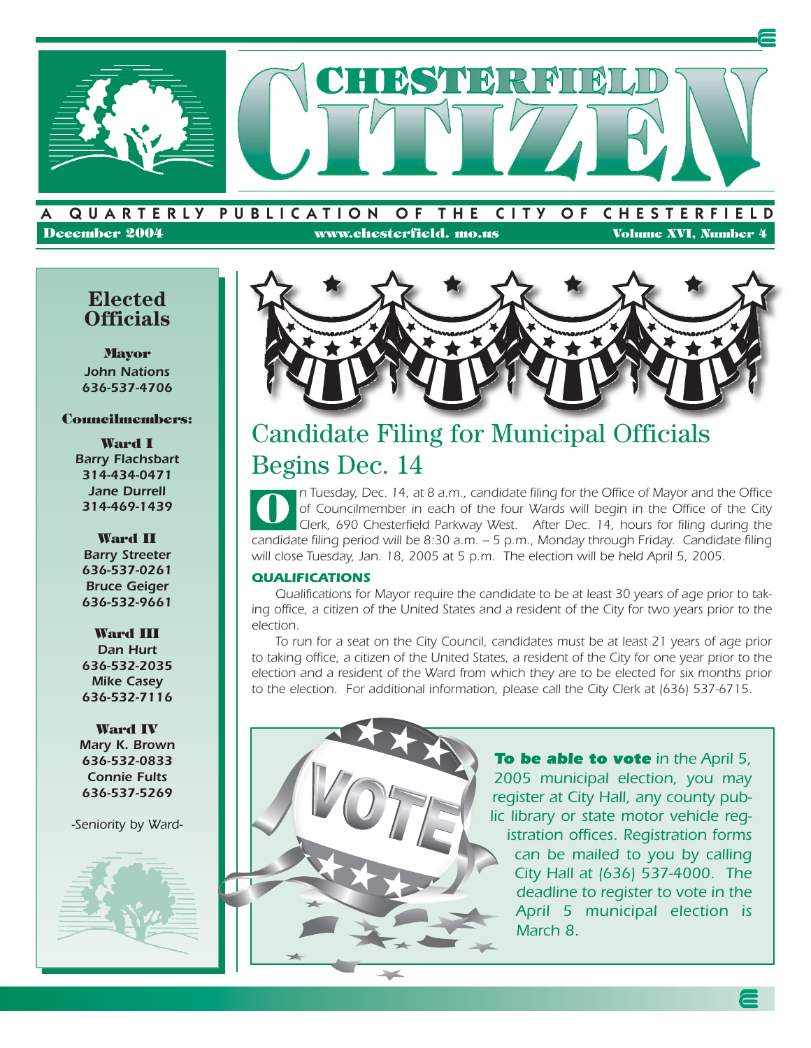# CHESTERFIELD CITIZEN

A QUARTERLY PUBLICATION OF THE CITY OF CHESTERFIELD

December 2004 | www.chesterfield.mo.us | Volume XVI, Number 4

## Elected Officials

**Mayor**
John Nations
636-537-4706

**Councilmembers:**

**Ward I**
Barry Flachsbart
314-434-0471
Jane Durrell
314-469-1439

**Ward II**
Barry Streeter
636-537-0261
Bruce Geiger
636-532-9661

**Ward III**
Dan Hurt
636-532-2035
Mike Casey
636-532-7116

**Ward IV**
Mary K. Brown
636-532-0833
Connie Fults
636-537-5269

*-Seniority by Ward-*

## Candidate Filing for Municipal Officials Begins Dec. 14

*On Tuesday, Dec. 14, at 8 a.m., candidate filing for the Office of Mayor and the Office of Councilmember in each of the four Wards will begin in the Office of the City Clerk, 690 Chesterfield Parkway West. After Dec. 14, hours for filing during the candidate filing period will be 8:30 a.m. – 5 p.m., Monday through Friday. Candidate filing will close Tuesday, Jan. 18, 2005 at 5 p.m. The election will be held April 5, 2005.*

### QUALIFICATIONS

*Qualifications for Mayor require the candidate to be at least 30 years of age prior to taking office, a citizen of the United States and a resident of the City for two years prior to the election.*

*To run for a seat on the City Council, candidates must be at least 21 years of age prior to taking office, a citizen of the United States, a resident of the City for one year prior to the election and a resident of the Ward from which they are to be elected for six months prior to the election. For additional information, please call the City Clerk at (636) 537-6715.*

***To be able to vote*** *in the April 5, 2005 municipal election, you may register at City Hall, any county public library or state motor vehicle registration offices. Registration forms can be mailed to you by calling City Hall at (636) 537-4000. The deadline to register to vote in the April 5 municipal election is March 8.*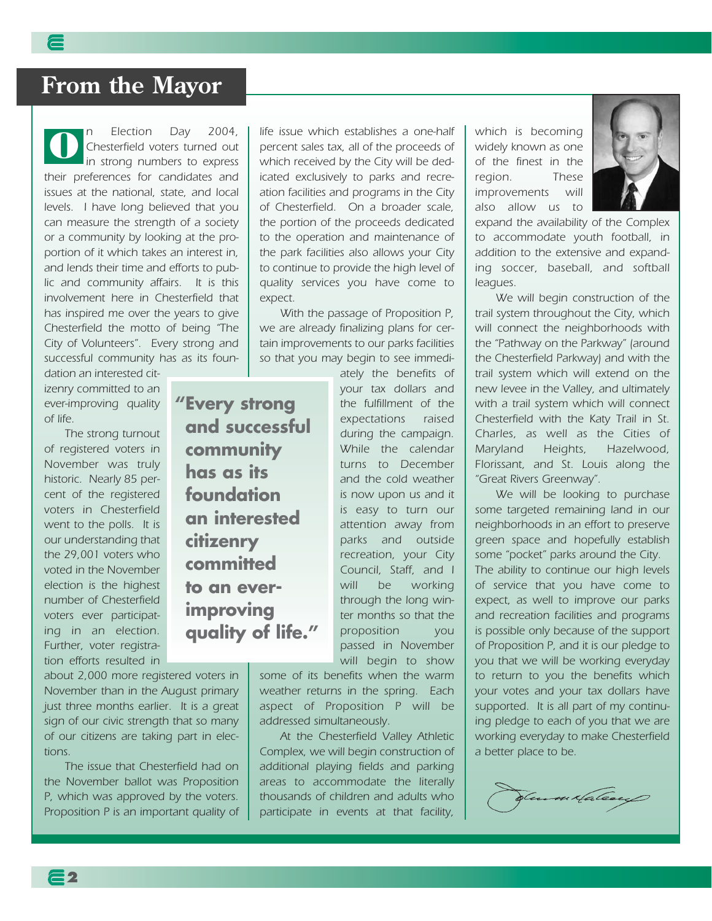# From the Mayor

On Election Day 2004, Chesterfield voters turned out in strong numbers to express their preferences for candidates and issues at the national, state, and local levels. I have long believed that you can measure the strength of a society or a community by looking at the proportion of it which takes an interest in, and lends their time and efforts to public and community affairs. It is this involvement here in Chesterfield that has inspired me over the years to give Chesterfield the motto of being "The City of Volunteers". Every strong and successful community has as its foundation an interested citizenry committed to an ever-improving quality of life.

The strong turnout of registered voters in November was truly historic. Nearly 85 percent of the registered voters in Chesterfield went to the polls. It is our understanding that the 29,001 voters who voted in the November election is the highest number of Chesterfield voters ever participating in an election. Further, voter registration efforts resulted in about 2,000 more registered voters in November than in the August primary just three months earlier. It is a great sign of our civic strength that so many of our citizens are taking part in elections.

The issue that Chesterfield had on the November ballot was Proposition P, which was approved by the voters. Proposition P is an important quality of life issue which establishes a one-half percent sales tax, all of the proceeds of which received by the City will be dedicated exclusively to parks and recreation facilities and programs in the City of Chesterfield. On a broader scale, the portion of the proceeds dedicated to the operation and maintenance of the park facilities also allows your City to continue to provide the high level of quality services you have come to expect.

With the passage of Proposition P, we are already finalizing plans for certain improvements to our parks facilities so that you may begin to see immediately the benefits of your tax dollars and the fulfillment of the expectations raised during the campaign. While the calendar turns to December and the cold weather is now upon us and it is easy to turn our attention away from parks and outside recreation, your City Council, Staff, and I will be working through the long winter months so that the proposition you passed in November will begin to show some of its benefits when the warm weather returns in the spring. Each aspect of Proposition P will be addressed simultaneously.

> **"Every strong and successful community has as its foundation an interested citizenry committed to an ever-improving quality of life."**

At the Chesterfield Valley Athletic Complex, we will begin construction of additional playing fields and parking areas to accommodate the literally thousands of children and adults who participate in events at that facility, which is becoming widely known as one of the finest in the region. These improvements will also allow us to expand the availability of the Complex to accommodate youth football, in addition to the extensive and expanding soccer, baseball, and softball leagues.

We will begin construction of the trail system throughout the City, which will connect the neighborhoods with the "Pathway on the Parkway" (around the Chesterfield Parkway) and with the trail system which will extend on the new levee in the Valley, and ultimately with a trail system which will connect Chesterfield with the Katy Trail in St. Charles, as well as the Cities of Maryland Heights, Hazelwood, Florissant, and St. Louis along the "Great Rivers Greenway".

We will be looking to purchase some targeted remaining land in our neighborhoods in an effort to preserve green space and hopefully establish some "pocket" parks around the City. The ability to continue our high levels of service that you have come to expect, as well to improve our parks and recreation facilities and programs is possible only because of the support of Proposition P, and it is our pledge to you that we will be working everyday to return to you the benefits which your votes and your tax dollars have supported. It is all part of my continuing pledge to each of you that we are working everyday to make Chesterfield a better place to be.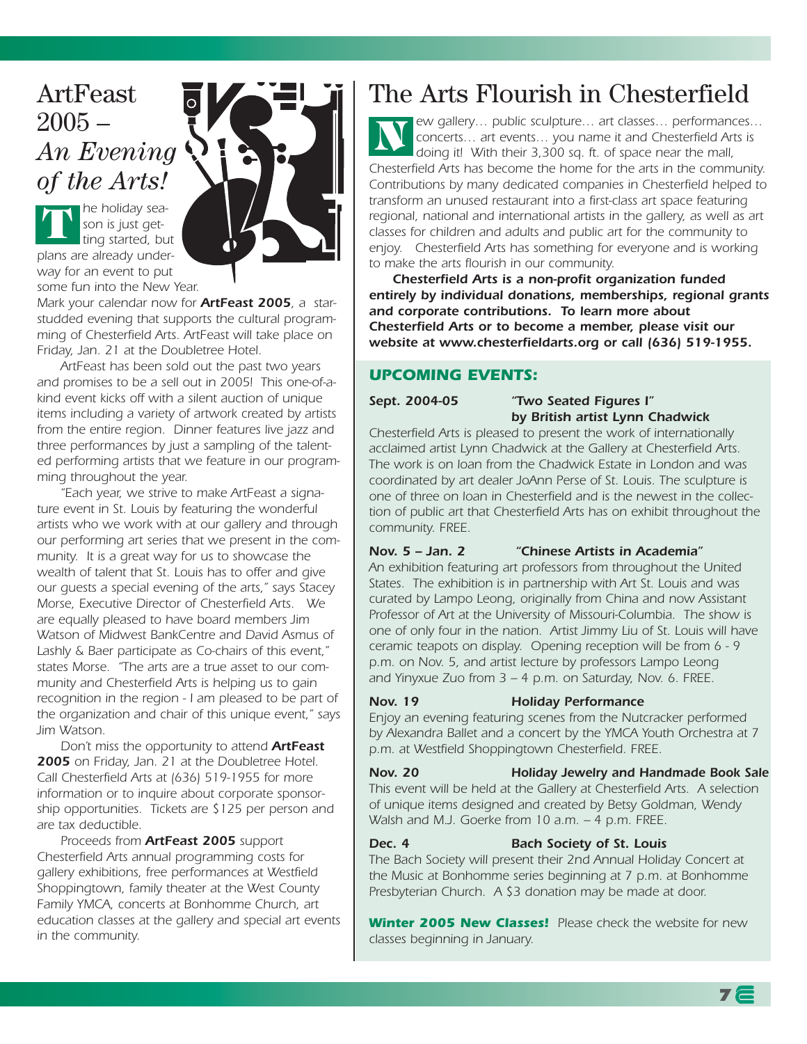# ArtFeast 2005 – *An Evening of the Arts!*

*The holiday season is just getting started, but plans are already underway for an event to put some fun into the New Year. Mark your calendar now for* ***ArtFeast 2005****, a star-studded evening that supports the cultural programming of Chesterfield Arts. ArtFeast will take place on Friday, Jan. 21 at the Doubletree Hotel.*

*ArtFeast has been sold out the past two years and promises to be a sell out in 2005! This one-of-a-kind event kicks off with a silent auction of unique items including a variety of artwork created by artists from the entire region. Dinner features live jazz and three performances by just a sampling of the talented performing artists that we feature in our programming throughout the year.*

*"Each year, we strive to make ArtFeast a signature event in St. Louis by featuring the wonderful artists who we work with at our gallery and through our performing art series that we present in the community. It is a great way for us to showcase the wealth of talent that St. Louis has to offer and give our guests a special evening of the arts," says Stacey Morse, Executive Director of Chesterfield Arts. "We are equally pleased to have board members Jim Watson of Midwest BankCentre and David Asmus of Lashly & Baer participate as Co-chairs of this event," states Morse. "The arts are a true asset to our community and Chesterfield Arts is helping us to gain recognition in the region - I am pleased to be part of the organization and chair of this unique event," says Jim Watson.*

*Don't miss the opportunity to attend* ***ArtFeast 2005*** *on Friday, Jan. 21 at the Doubletree Hotel. Call Chesterfield Arts at (636) 519-1955 for more information or to inquire about corporate sponsorship opportunities. Tickets are $125 per person and are tax deductible.*

*Proceeds from* ***ArtFeast 2005*** *support Chesterfield Arts annual programming costs for gallery exhibitions, free performances at Westfield Shoppingtown, family theater at the West County Family YMCA, concerts at Bonhomme Church, art education classes at the gallery and special art events in the community.*

# The Arts Flourish in Chesterfield

*New gallery… public sculpture… art classes… performances… concerts… art events… you name it and Chesterfield Arts is doing it! With their 3,300 sq. ft. of space near the mall, Chesterfield Arts has become the home for the arts in the community. Contributions by many dedicated companies in Chesterfield helped to transform an unused restaurant into a first-class art space featuring regional, national and international artists in the gallery, as well as art classes for children and adults and public art for the community to enjoy. Chesterfield Arts has something for everyone and is working to make the arts flourish in our community.*

***Chesterfield Arts is a non-profit organization funded entirely by individual donations, memberships, regional grants and corporate contributions. To learn more about Chesterfield Arts or to become a member, please visit our website at www.chesterfieldarts.org or call (636) 519-1955.***

## *UPCOMING EVENTS:*

***Sept. 2004-05 — "Two Seated Figures I" by British artist Lynn Chadwick***

*Chesterfield Arts is pleased to present the work of internationally acclaimed artist Lynn Chadwick at the Gallery at Chesterfield Arts. The work is on loan from the Chadwick Estate in London and was coordinated by art dealer JoAnn Perse of St. Louis. The sculpture is one of three on loan in Chesterfield and is the newest in the collection of public art that Chesterfield Arts has on exhibit throughout the community. FREE.*

***Nov. 5 – Jan. 2 — "Chinese Artists in Academia"***

*An exhibition featuring art professors from throughout the United States. The exhibition is in partnership with Art St. Louis and was curated by Lampo Leong, originally from China and now Assistant Professor of Art at the University of Missouri-Columbia. The show is one of only four in the nation. Artist Jimmy Liu of St. Louis will have ceramic teapots on display. Opening reception will be from 6 - 9 p.m. on Nov. 5, and artist lecture by professors Lampo Leong and Yinyxue Zuo from 3 – 4 p.m. on Saturday, Nov. 6. FREE.*

***Nov. 19 — Holiday Performance***

*Enjoy an evening featuring scenes from the Nutcracker performed by Alexandra Ballet and a concert by the YMCA Youth Orchestra at 7 p.m. at Westfield Shoppingtown Chesterfield. FREE.*

***Nov. 20 — Holiday Jewelry and Handmade Book Sale***

*This event will be held at the Gallery at Chesterfield Arts. A selection of unique items designed and created by Betsy Goldman, Wendy Walsh and M.J. Goerke from 10 a.m. – 4 p.m. FREE.*

***Dec. 4 — Bach Society of St. Louis***

*The Bach Society will present their 2nd Annual Holiday Concert at the Music at Bonhomme series beginning at 7 p.m. at Bonhomme Presbyterian Church. A $3 donation may be made at door.*

***Winter 2005 New Classes!*** *Please check the website for new classes beginning in January.*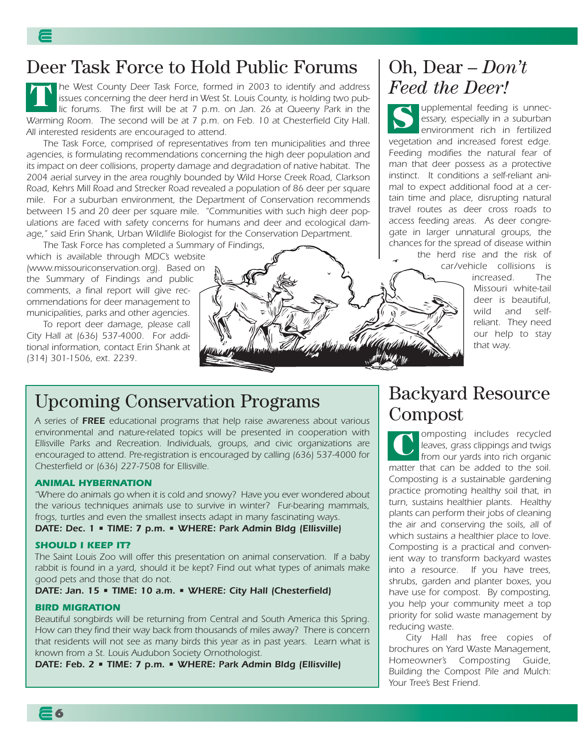# Deer Task Force to Hold Public Forums

*The West County Deer Task Force, formed in 2003 to identify and address issues concerning the deer herd in West St. Louis County, is holding two public forums. The first will be at 7 p.m. on Jan. 26 at Queeny Park in the Warming Room. The second will be at 7 p.m. on Feb. 10 at Chesterfield City Hall. All interested residents are encouraged to attend.*

*The Task Force, comprised of representatives from ten municipalities and three agencies, is formulating recommendations concerning the high deer population and its impact on deer collisions, property damage and degradation of native habitat. The 2004 aerial survey in the area roughly bounded by Wild Horse Creek Road, Clarkson Road, Kehrs Mill Road and Strecker Road revealed a population of 86 deer per square mile. For a suburban environment, the Department of Conservation recommends between 15 and 20 deer per square mile. "Communities with such high deer populations are faced with safety concerns for humans and deer and ecological damage," said Erin Shank, Urban Wildlife Biologist for the Conservation Department.*

*The Task Force has completed a Summary of Findings, which is available through MDC's website (www.missouriconservation.org). Based on the Summary of Findings and public comments, a final report will give recommendations for deer management to municipalities, parks and other agencies.*

*To report deer damage, please call City Hall at (636) 537-4000. For additional information, contact Erin Shank at (314) 301-1506, ext. 2239.*

# Oh, Dear – *Don't Feed the Deer!*

*Supplemental feeding is unnecessary, especially in a suburban environment rich in fertilized vegetation and increased forest edge. Feeding modifies the natural fear of man that deer possess as a protective instinct. It conditions a self-reliant animal to expect additional food at a certain time and place, disrupting natural travel routes as deer cross roads to access feeding areas. As deer congregate in larger unnatural groups, the chances for the spread of disease within the herd rise and the risk of car/vehicle collisions is increased. The Missouri white-tail deer is beautiful, wild and self-reliant. They need our help to stay that way.*

# Upcoming Conservation Programs

*A series of **FREE** educational programs that help raise awareness about various environmental and nature-related topics will be presented in cooperation with Ellisville Parks and Recreation. Individuals, groups, and civic organizations are encouraged to attend. Pre-registration is encouraged by calling (636) 537-4000 for Chesterfield or (636) 227-7508 for Ellisville.*

### ANIMAL HYBERNATION

*"Where do animals go when it is cold and snowy? Have you ever wondered about the various techniques animals use to survive in winter? Fur-bearing mammals, frogs, turtles and even the smallest insects adapt in many fascinating ways.*

***DATE: Dec. 1 ▪ TIME: 7 p.m. ▪ WHERE: Park Admin Bldg (Ellisville)***

### SHOULD I KEEP IT?

*The Saint Louis Zoo will offer this presentation on animal conservation. If a baby rabbit is found in a yard, should it be kept? Find out what types of animals make good pets and those that do not.*

***DATE: Jan. 15 ▪ TIME: 10 a.m. ▪ WHERE: City Hall (Chesterfield)***

### BIRD MIGRATION

*Beautiful songbirds will be returning from Central and South America this Spring. How can they find their way back from thousands of miles away? There is concern that residents will not see as many birds this year as in past years. Learn what is known from a St. Louis Audubon Society Ornothologist.*

***DATE: Feb. 2 ▪ TIME: 7 p.m. ▪ WHERE: Park Admin Bldg (Ellisville)***

# Backyard Resource Compost

*Composting includes recycled leaves, grass clippings and twigs from our yards into rich organic matter that can be added to the soil. Composting is a sustainable gardening practice promoting healthy soil that, in turn, sustains healthier plants. Healthy plants can perform their jobs of cleaning the air and conserving the soils, all of which sustains a healthier place to love. Composting is a practical and convenient way to transform backyard wastes into a resource. If you have trees, shrubs, garden and planter boxes, you have use for compost. By composting, you help your community meet a top priority for solid waste management by reducing waste.*

*City Hall has free copies of brochures on Yard Waste Management, Homeowner's Composting Guide, Building the Compost Pile and Mulch: Your Tree's Best Friend.*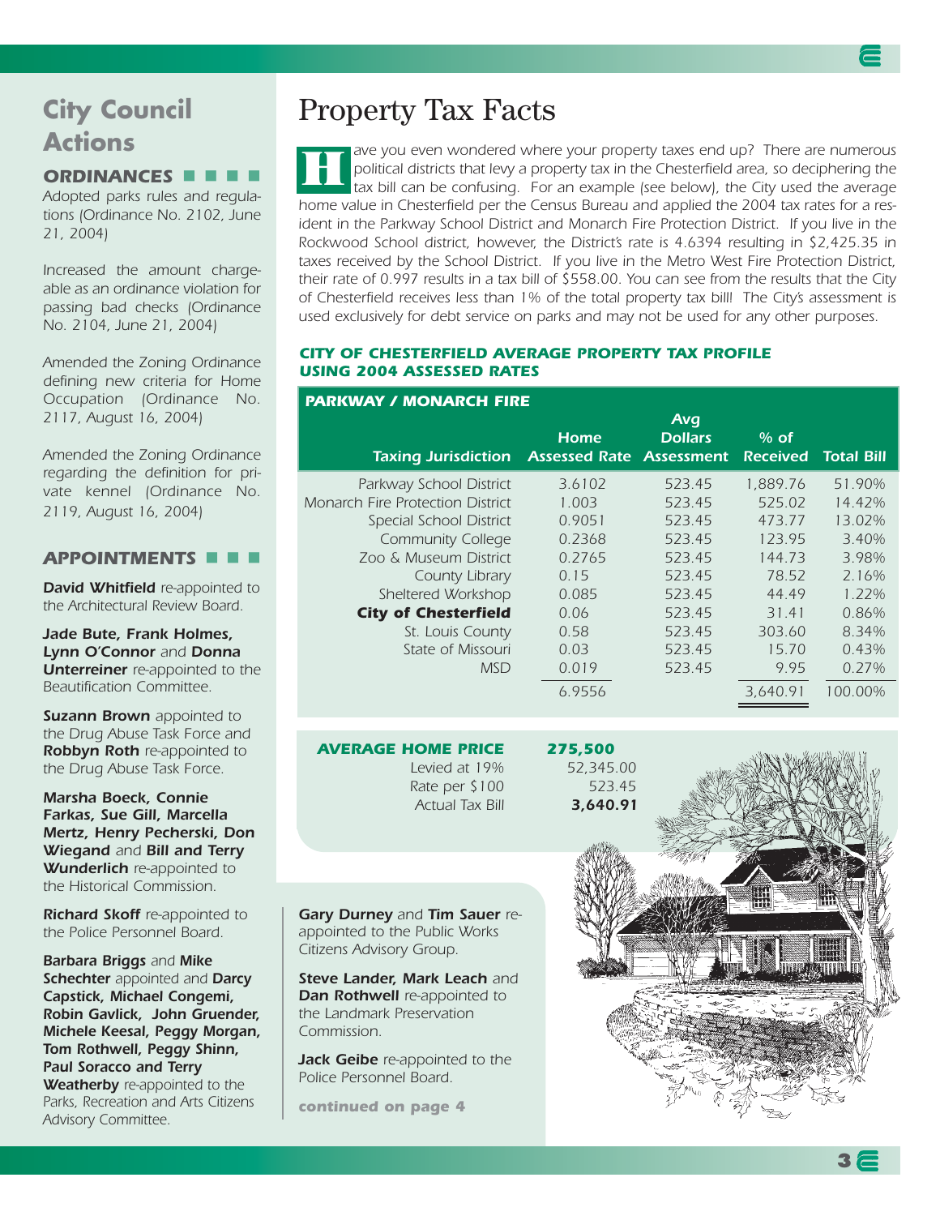## City Council Actions

### ORDINANCES

*Adopted parks rules and regulations (Ordinance No. 2102, June 21, 2004)*

*Increased the amount chargeable as an ordinance violation for passing bad checks (Ordinance No. 2104, June 21, 2004)*

*Amended the Zoning Ordinance defining new criteria for Home Occupation (Ordinance No. 2117, August 16, 2004)*

*Amended the Zoning Ordinance regarding the definition for private kennel (Ordinance No. 2119, August 16, 2004)*

### APPOINTMENTS

***David Whitfield*** *re-appointed to the Architectural Review Board.*

***Jade Bute, Frank Holmes, Lynn O'Connor*** *and* ***Donna Unterreiner*** *re-appointed to the Beautification Committee.*

***Suzann Brown*** *appointed to the Drug Abuse Task Force and* ***Robbyn Roth*** *re-appointed to the Drug Abuse Task Force.*

***Marsha Boeck, Connie Farkas, Sue Gill, Marcella Mertz, Henry Pecherski, Don Wiegand*** *and* ***Bill and Terry Wunderlich*** *re-appointed to the Historical Commission.*

***Richard Skoff*** *re-appointed to the Police Personnel Board.*

***Barbara Briggs*** *and* ***Mike Schechter*** *appointed and* ***Darcy Capstick, Michael Congemi, Robin Gavlick, John Gruender, Michele Keesal, Peggy Morgan, Tom Rothwell, Peggy Shinn, Paul Soracco and Terry Weatherby*** *re-appointed to the Parks, Recreation and Arts Citizens Advisory Committee.*

***Gary Durney*** *and* ***Tim Sauer*** *re-appointed to the Public Works Citizens Advisory Group.*

***Steve Lander, Mark Leach*** *and* ***Dan Rothwell*** *re-appointed to the Landmark Preservation Commission.*

***Jack Geibe*** *re-appointed to the Police Personnel Board.*

***continued on page 4***

# Property Tax Facts

*Have you even wondered where your property taxes end up? There are numerous political districts that levy a property tax in the Chesterfield area, so deciphering the tax bill can be confusing. For an example (see below), the City used the average home value in Chesterfield per the Census Bureau and applied the 2004 tax rates for a resident in the Parkway School District and Monarch Fire Protection District. If you live in the Rockwood School district, however, the District's rate is 4.6394 resulting in $2,425.35 in taxes received by the School District. If you live in the Metro West Fire Protection District, their rate of 0.997 results in a tax bill of $558.00. You can see from the results that the City of Chesterfield receives less than 1% of the total property tax bill! The City's assessment is used exclusively for debt service on parks and may not be used for any other purposes.*

### *CITY OF CHESTERFIELD AVERAGE PROPERTY TAX PROFILE USING 2004 ASSESSED RATES*

***PARKWAY / MONARCH FIRE***

| Taxing Jurisdiction | Home Assessed Rate | Avg Dollars Assessment | % of Received | Total Bill |
|---|---|---|---|---|
| Parkway School District | 3.6102 | 523.45 | 1,889.76 | 51.90% |
| Monarch Fire Protection District | 1.003 | 523.45 | 525.02 | 14.42% |
| Special School District | 0.9051 | 523.45 | 473.77 | 13.02% |
| Community College | 0.2368 | 523.45 | 123.95 | 3.40% |
| Zoo & Museum District | 0.2765 | 523.45 | 144.73 | 3.98% |
| County Library | 0.15 | 523.45 | 78.52 | 2.16% |
| Sheltered Workshop | 0.085 | 523.45 | 44.49 | 1.22% |
| **City of Chesterfield** | 0.06 | 523.45 | 31.41 | 0.86% |
| St. Louis County | 0.58 | 523.45 | 303.60 | 8.34% |
| State of Missouri | 0.03 | 523.45 | 15.70 | 0.43% |
| MSD | 0.019 | 523.45 | 9.95 | 0.27% |
| | 6.9556 | | 3,640.91 | 100.00% |

| ***AVERAGE HOME PRICE*** | ***275,500*** |
|---|---|
| *Levied at 19%* | 52,345.00 |
| *Rate per $100* | 523.45 |
| *Actual Tax Bill* | **3,640.91** |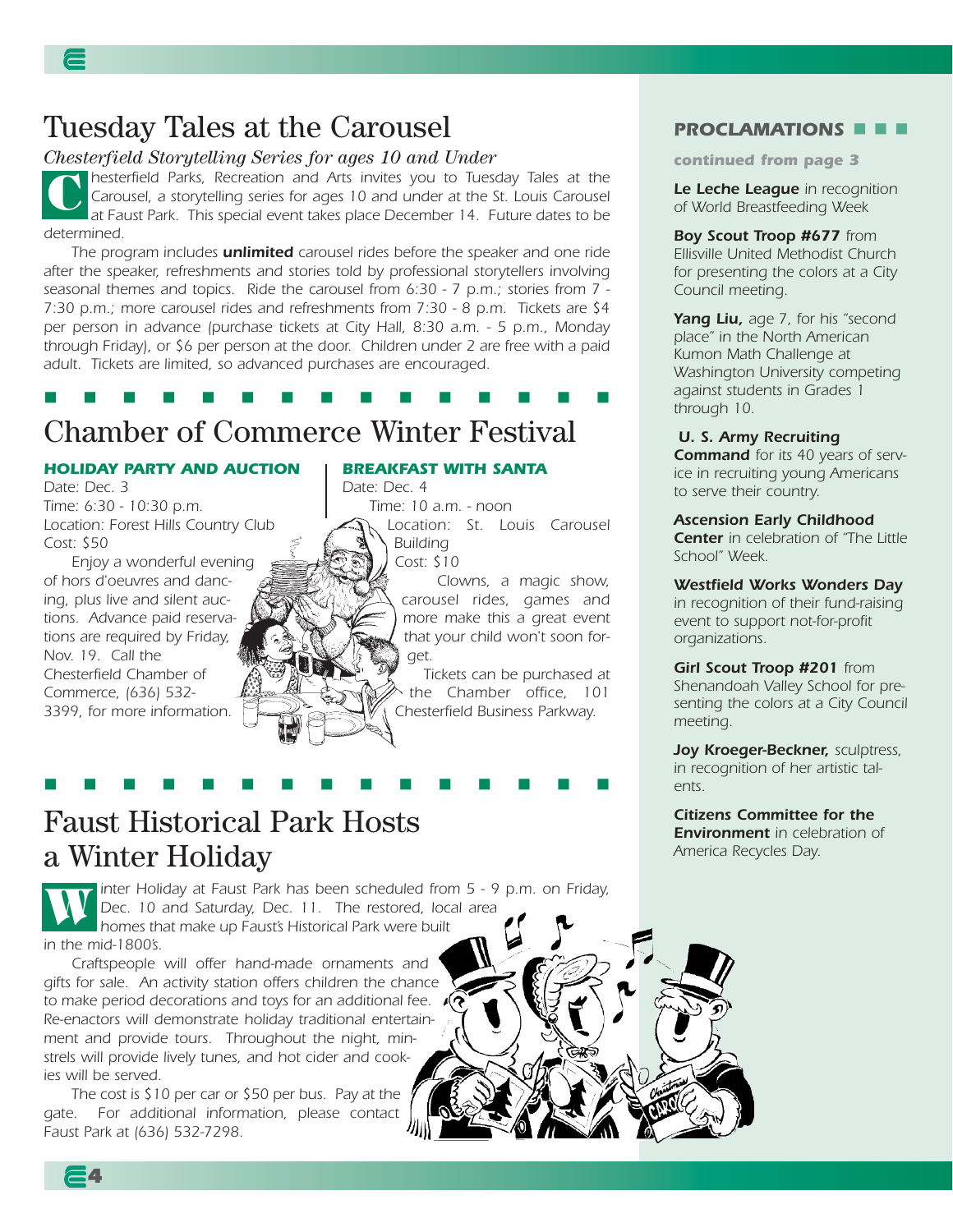# Tuesday Tales at the Carousel

*Chesterfield Storytelling Series for ages 10 and Under*

Chesterfield Parks, Recreation and Arts invites you to Tuesday Tales at the Carousel, a storytelling series for ages 10 and under at the St. Louis Carousel at Faust Park. This special event takes place December 14. Future dates to be determined.

The program includes ***unlimited*** carousel rides before the speaker and one ride after the speaker, refreshments and stories told by professional storytellers involving seasonal themes and topics. Ride the carousel from 6:30 - 7 p.m.; stories from 7 - 7:30 p.m.; more carousel rides and refreshments from 7:30 - 8 p.m. Tickets are $4 per person in advance (purchase tickets at City Hall, 8:30 a.m. - 5 p.m., Monday through Friday), or $6 per person at the door. Children under 2 are free with a paid adult. Tickets are limited, so advanced purchases are encouraged.

# Chamber of Commerce Winter Festival

### HOLIDAY PARTY AND AUCTION

Date: Dec. 3
Time: 6:30 - 10:30 p.m.
Location: Forest Hills Country Club
Cost: $50

Enjoy a wonderful evening of hors d'oeuvres and dancing, plus live and silent auctions. Advance paid reservations are required by Friday, Nov. 19. Call the Chesterfield Chamber of Commerce, (636) 532-3399, for more information.

### BREAKFAST WITH SANTA

Date: Dec. 4
Time: 10 a.m. - noon
Location: St. Louis Carousel Building
Cost: $10

Clowns, a magic show, carousel rides, games and more make this a great event that your child won't soon forget.

Tickets can be purchased at the Chamber office, 101 Chesterfield Business Parkway.

# Faust Historical Park Hosts a Winter Holiday

Winter Holiday at Faust Park has been scheduled from 5 - 9 p.m. on Friday, Dec. 10 and Saturday, Dec. 11. The restored, local area homes that make up Faust's Historical Park were built in the mid-1800's.

Craftspeople will offer hand-made ornaments and gifts for sale. An activity station offers children the chance to make period decorations and toys for an additional fee. Re-enactors will demonstrate holiday traditional entertainment and provide tours. Throughout the night, minstrels will provide lively tunes, and hot cider and cookies will be served.

The cost is $10 per car or $50 per bus. Pay at the gate. For additional information, please contact Faust Park at (636) 532-7298.

## PROCLAMATIONS

**continued from page 3**

***Le Leche League*** *in recognition of World Breastfeeding Week*

***Boy Scout Troop #677*** *from Ellisville United Methodist Church for presenting the colors at a City Council meeting.*

***Yang Liu,*** *age 7, for his "second place" in the North American Kumon Math Challenge at Washington University competing against students in Grades 1 through 10.*

***U. S. Army Recruiting Command*** *for its 40 years of service in recruiting young Americans to serve their country.*

***Ascension Early Childhood Center*** *in celebration of "The Little School" Week.*

***Westfield Works Wonders Day*** *in recognition of their fund-raising event to support not-for-profit organizations.*

***Girl Scout Troop #201*** *from Shenandoah Valley School for presenting the colors at a City Council meeting.*

***Joy Kroeger-Beckner,*** *sculptress, in recognition of her artistic talents.*

***Citizens Committee for the Environment*** *in celebration of America Recycles Day.*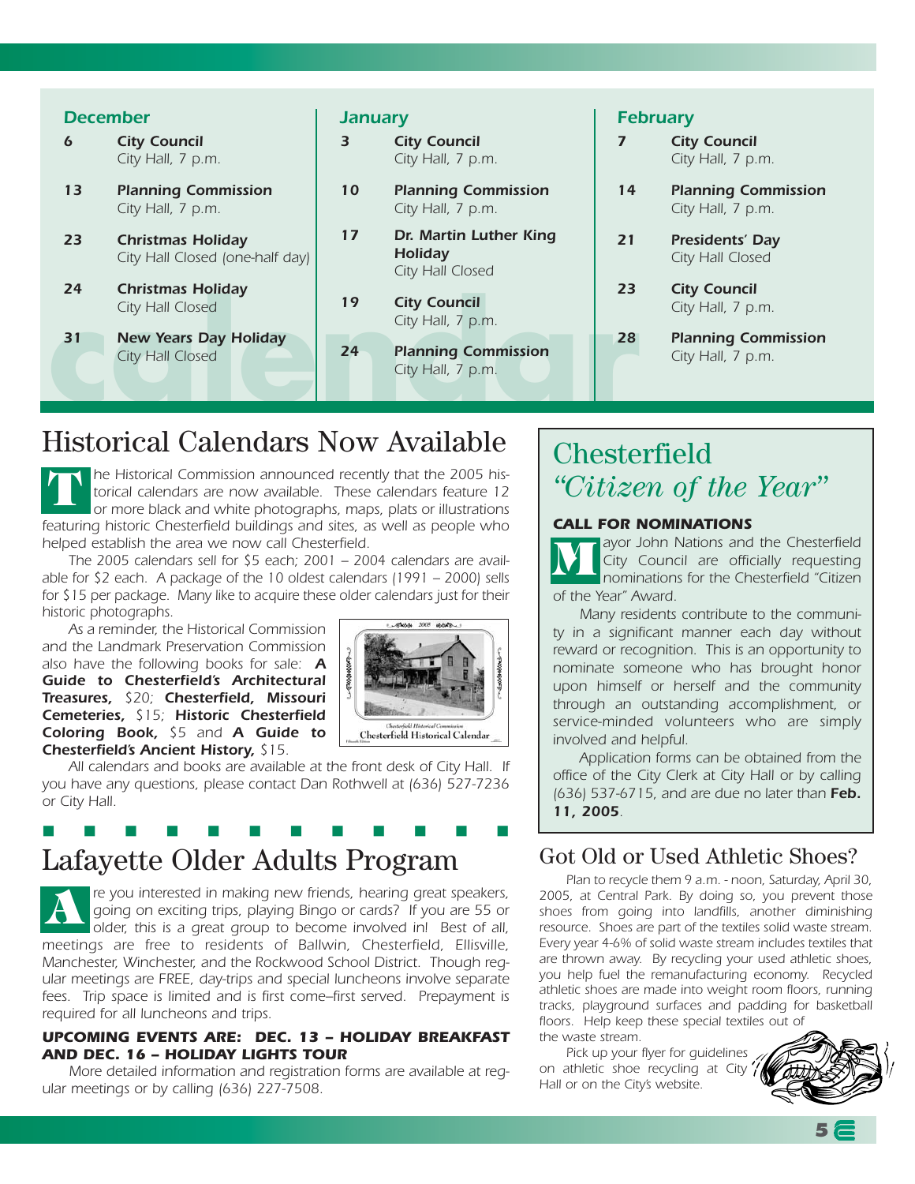## calendar

### December

**6** — **City Council**
City Hall, 7 p.m.

**13** — **Planning Commission**
City Hall, 7 p.m.

**23** — **Christmas Holiday**
City Hall Closed (one-half day)

**24** — **Christmas Holiday**
City Hall Closed

**31** — **New Years Day Holiday**
City Hall Closed

### January

**3** — **City Council**
City Hall, 7 p.m.

**10** — **Planning Commission**
City Hall, 7 p.m.

**17** — **Dr. Martin Luther King Holiday**
City Hall Closed

**19** — **City Council**
City Hall, 7 p.m.

**24** — **Planning Commission**
City Hall, 7 p.m.

### February

**7** — **City Council**
City Hall, 7 p.m.

**14** — **Planning Commission**
City Hall, 7 p.m.

**21** — **Presidents' Day**
City Hall Closed

**23** — **City Council**
City Hall, 7 p.m.

**28** — **Planning Commission**
City Hall, 7 p.m.

# Historical Calendars Now Available

The Historical Commission announced recently that the 2005 historical calendars are now available. These calendars feature 12 or more black and white photographs, maps, plats or illustrations featuring historic Chesterfield buildings and sites, as well as people who helped establish the area we now call Chesterfield.

The 2005 calendars sell for $5 each; 2001 – 2004 calendars are available for $2 each. A package of the 10 oldest calendars (1991 – 2000) sells for $15 per package. Many like to acquire these older calendars just for their historic photographs.

As a reminder, the Historical Commission and the Landmark Preservation Commission also have the following books for sale: **A Guide to Chesterfield's Architectural Treasures,** $20; **Chesterfield, Missouri Cemeteries,** $15; **Historic Chesterfield Coloring Book,** $5 and **A Guide to Chesterfield's Ancient History,** $15.

Chesterfield Historical Calendar

All calendars and books are available at the front desk of City Hall. If you have any questions, please contact Dan Rothwell at (636) 527-7236 or City Hall.

# Lafayette Older Adults Program

Are you interested in making new friends, hearing great speakers, going on exciting trips, playing Bingo or cards? If you are 55 or older, this is a great group to become involved in! Best of all, meetings are free to residents of Ballwin, Chesterfield, Ellisville, Manchester, Winchester, and the Rockwood School District. Though regular meetings are FREE, day-trips and special luncheons involve separate fees. Trip space is limited and is first come–first served. Prepayment is required for all luncheons and trips.

***UPCOMING EVENTS ARE: DEC. 13 – HOLIDAY BREAKFAST AND DEC. 16 – HOLIDAY LIGHTS TOUR***

More detailed information and registration forms are available at regular meetings or by calling (636) 227-7508.

# Chesterfield *"Citizen of the Year"*

***CALL FOR NOMINATIONS***

Mayor John Nations and the Chesterfield City Council are officially requesting nominations for the Chesterfield "Citizen of the Year" Award.

Many residents contribute to the community in a significant manner each day without reward or recognition. This is an opportunity to nominate someone who has brought honor upon himself or herself and the community through an outstanding accomplishment, or service-minded volunteers who are simply involved and helpful.

Application forms can be obtained from the office of the City Clerk at City Hall or by calling (636) 537-6715, and are due no later than **Feb. 11, 2005**.

## Got Old or Used Athletic Shoes?

Plan to recycle them 9 a.m. - noon, Saturday, April 30, 2005, at Central Park. By doing so, you prevent those shoes from going into landfills, another diminishing resource. Shoes are part of the textiles solid waste stream. Every year 4-6% of solid waste stream includes textiles that are thrown away. By recycling your used athletic shoes, you help fuel the remanufacturing economy. Recycled athletic shoes are made into weight room floors, running tracks, playground surfaces and padding for basketball floors. Help keep these special textiles out of the waste stream.

Pick up your flyer for guidelines on athletic shoe recycling at City Hall or on the City's website.